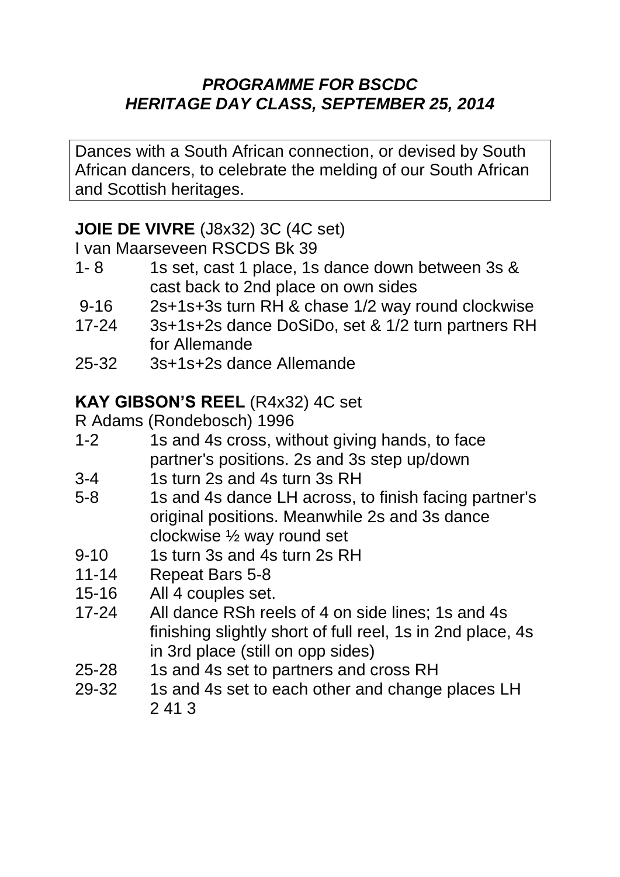***PROGRAMME FOR BSCDC***
***HERITAGE DAY CLASS, SEPTEMBER 25, 2014***

Dances with a South African connection, or devised by South African dancers, to celebrate the melding of our South African and Scottish heritages.

**JOIE DE VIVRE** (J8x32) 3C (4C set)

I van Maarseveen RSCDS Bk 39

| | |
|---|---|
| 1- 8 | 1s set, cast 1 place, 1s dance down between 3s & cast back to 2nd place on own sides |
| 9-16 | 2s+1s+3s turn RH & chase 1/2 way round clockwise |
| 17-24 | 3s+1s+2s dance DoSiDo, set & 1/2 turn partners RH for Allemande |
| 25-32 | 3s+1s+2s dance Allemande |

**KAY GIBSON'S REEL** (R4x32) 4C set

R Adams (Rondebosch) 1996

| | |
|---|---|
| 1-2 | 1s and 4s cross, without giving hands, to face partner's positions. 2s and 3s step up/down |
| 3-4 | 1s turn 2s and 4s turn 3s RH |
| 5-8 | 1s and 4s dance LH across, to finish facing partner's original positions. Meanwhile 2s and 3s dance clockwise ½ way round set |
| 9-10 | 1s turn 3s and 4s turn 2s RH |
| 11-14 | Repeat Bars 5-8 |
| 15-16 | All 4 couples set. |
| 17-24 | All dance RSh reels of 4 on side lines; 1s and 4s finishing slightly short of full reel, 1s in 2nd place, 4s in 3rd place (still on opp sides) |
| 25-28 | 1s and 4s set to partners and cross RH |
| 29-32 | 1s and 4s set to each other and change places LH 2 41 3 |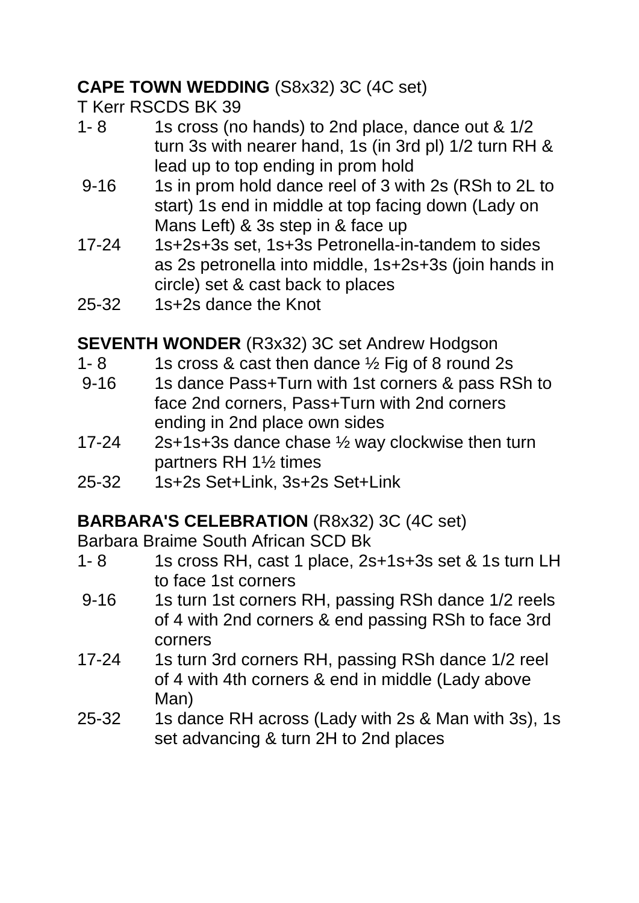**CAPE TOWN WEDDING** (S8x32) 3C (4C set)
T Kerr RSCDS BK 39

1- 8 1s cross (no hands) to 2nd place, dance out & 1/2 turn 3s with nearer hand, 1s (in 3rd pl) 1/2 turn RH & lead up to top ending in prom hold

9-16 1s in prom hold dance reel of 3 with 2s (RSh to 2L to start) 1s end in middle at top facing down (Lady on Mans Left) & 3s step in & face up

17-24 1s+2s+3s set, 1s+3s Petronella-in-tandem to sides as 2s petronella into middle, 1s+2s+3s (join hands in circle) set & cast back to places

25-32 1s+2s dance the Knot

**SEVENTH WONDER** (R3x32) 3C set Andrew Hodgson

1- 8 1s cross & cast then dance ½ Fig of 8 round 2s

9-16 1s dance Pass+Turn with 1st corners & pass RSh to face 2nd corners, Pass+Turn with 2nd corners ending in 2nd place own sides

17-24 2s+1s+3s dance chase ½ way clockwise then turn partners RH 1½ times

25-32 1s+2s Set+Link, 3s+2s Set+Link

**BARBARA'S CELEBRATION** (R8x32) 3C (4C set)
Barbara Braime South African SCD Bk

1- 8 1s cross RH, cast 1 place, 2s+1s+3s set & 1s turn LH to face 1st corners

9-16 1s turn 1st corners RH, passing RSh dance 1/2 reels of 4 with 2nd corners & end passing RSh to face 3rd corners

17-24 1s turn 3rd corners RH, passing RSh dance 1/2 reel of 4 with 4th corners & end in middle (Lady above Man)

25-32 1s dance RH across (Lady with 2s & Man with 3s), 1s set advancing & turn 2H to 2nd places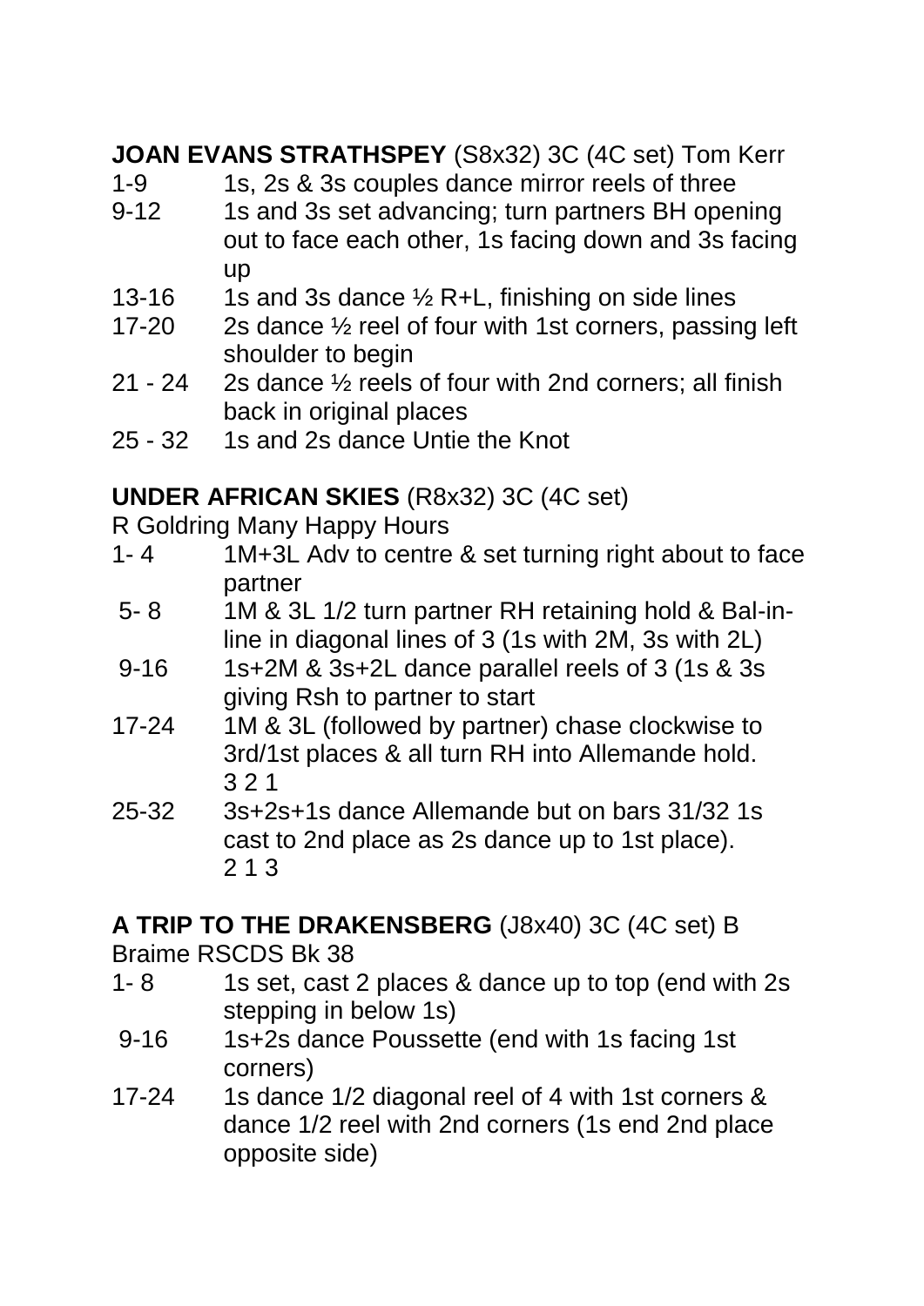**JOAN EVANS STRATHSPEY** (S8x32) 3C (4C set) Tom Kerr

| | |
|---|---|
| 1-9 | 1s, 2s & 3s couples dance mirror reels of three |
| 9-12 | 1s and 3s set advancing; turn partners BH opening out to face each other, 1s facing down and 3s facing up |
| 13-16 | 1s and 3s dance ½ R+L, finishing on side lines |
| 17-20 | 2s dance ½ reel of four with 1st corners, passing left shoulder to begin |
| 21 - 24 | 2s dance ½ reels of four with 2nd corners; all finish back in original places |
| 25 - 32 | 1s and 2s dance Untie the Knot |

**UNDER AFRICAN SKIES** (R8x32) 3C (4C set)
R Goldring Many Happy Hours

| | |
|---|---|
| 1- 4 | 1M+3L Adv to centre & set turning right about to face partner |
| 5- 8 | 1M & 3L 1/2 turn partner RH retaining hold & Bal-in-line in diagonal lines of 3 (1s with 2M, 3s with 2L) |
| 9-16 | 1s+2M & 3s+2L dance parallel reels of 3 (1s & 3s giving Rsh to partner to start |
| 17-24 | 1M & 3L (followed by partner) chase clockwise to 3rd/1st places & all turn RH into Allemande hold. 3 2 1 |
| 25-32 | 3s+2s+1s dance Allemande but on bars 31/32 1s cast to 2nd place as 2s dance up to 1st place). 2 1 3 |

**A TRIP TO THE DRAKENSBERG** (J8x40) 3C (4C set) B Braime RSCDS Bk 38

| | |
|---|---|
| 1- 8 | 1s set, cast 2 places & dance up to top (end with 2s stepping in below 1s) |
| 9-16 | 1s+2s dance Poussette (end with 1s facing 1st corners) |
| 17-24 | 1s dance 1/2 diagonal reel of 4 with 1st corners & dance 1/2 reel with 2nd corners (1s end 2nd place opposite side) |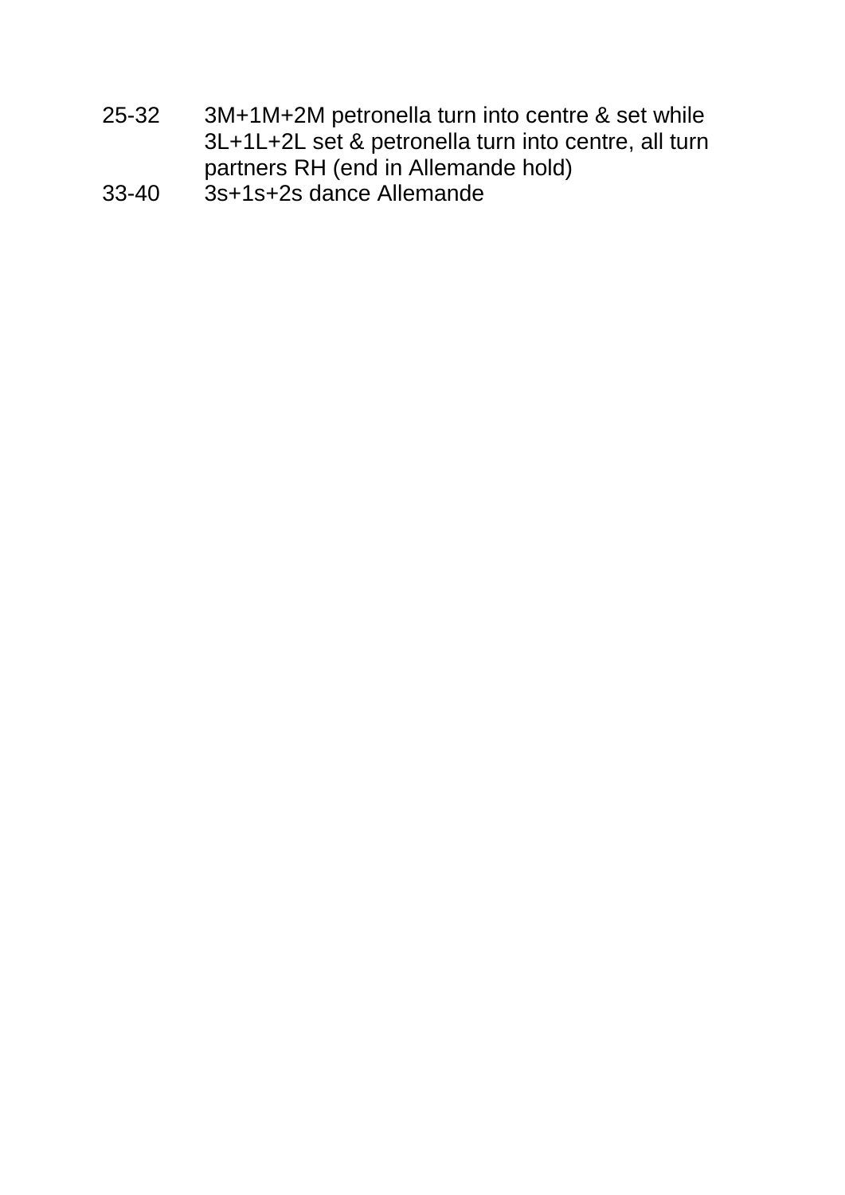25-32 3M+1M+2M petronella turn into centre & set while 3L+1L+2L set & petronella turn into centre, all turn partners RH (end in Allemande hold)

33-40 3s+1s+2s dance Allemande